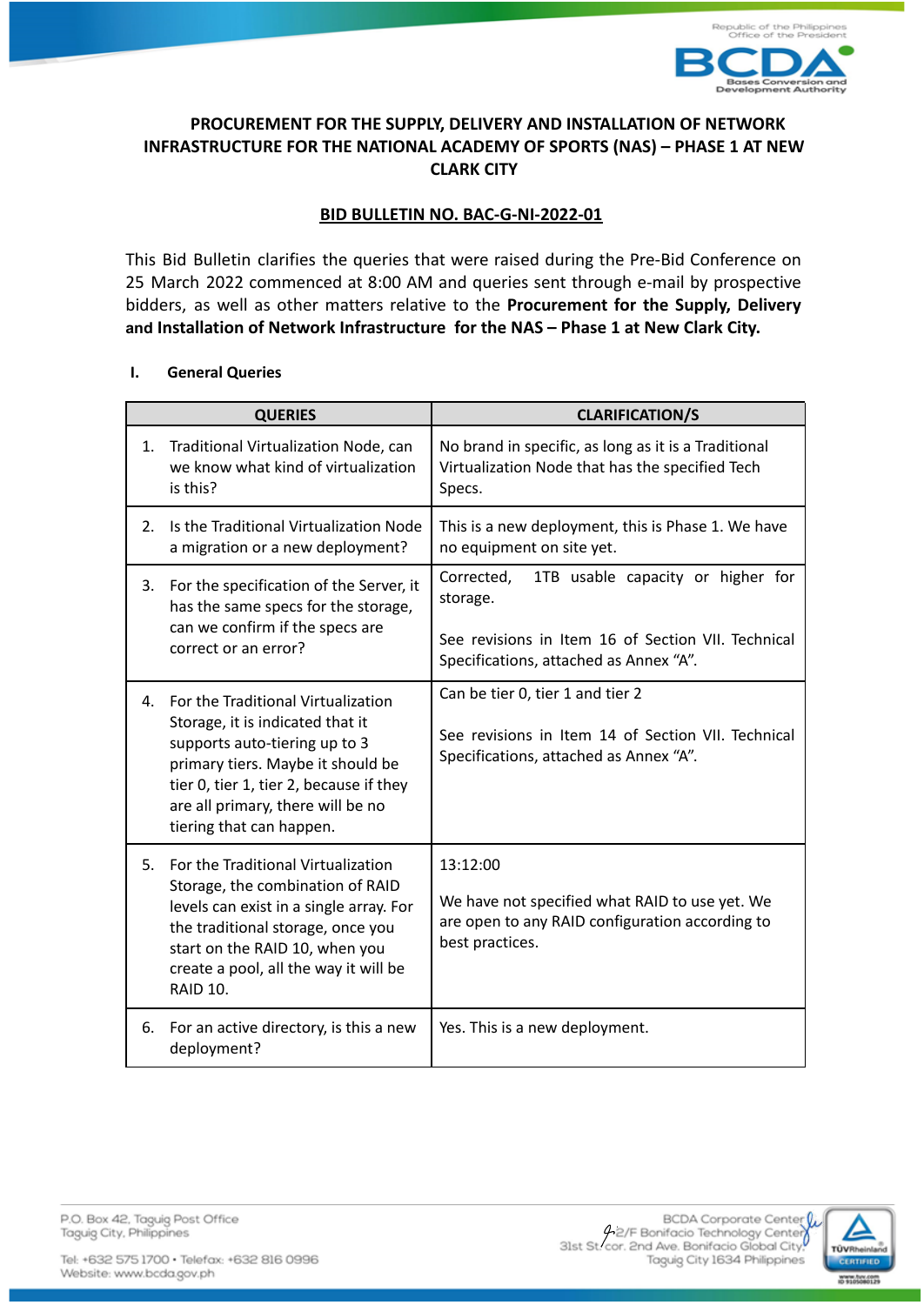**PROCUREMENT FOR THE SUPPLY, DELIVERY AND INSTALLATION OF NETWORK INFRASTRUCTURE FOR THE NATIONAL ACADEMY OF SPORTS (NAS) – PHASE 1 AT NEW CLARK CITY**

**BID BULLETIN NO. BAC-G-NI-2022-01**

This Bid Bulletin clarifies the queries that were raised during the Pre-Bid Conference on 25 March 2022 commenced at 8:00 AM and queries sent through e-mail by prospective bidders, as well as other matters relative to the **Procurement for the Supply, Delivery and Installation of Network Infrastructure for the NAS – Phase 1 at New Clark City.**

## I. General Queries

| QUERIES | CLARIFICATION/S |
|---|---|
| 1. Traditional Virtualization Node, can we know what kind of virtualization is this? | No brand in specific, as long as it is a Traditional Virtualization Node that has the specified Tech Specs. |
| 2. Is the Traditional Virtualization Node a migration or a new deployment? | This is a new deployment, this is Phase 1. We have no equipment on site yet. |
| 3. For the specification of the Server, it has the same specs for the storage, can we confirm if the specs are correct or an error? | Corrected, 1TB usable capacity or higher for storage.<br><br>See revisions in Item 16 of Section VII. Technical Specifications, attached as Annex "A". |
| 4. For the Traditional Virtualization Storage, it is indicated that it supports auto-tiering up to 3 primary tiers. Maybe it should be tier 0, tier 1, tier 2, because if they are all primary, there will be no tiering that can happen. | Can be tier 0, tier 1 and tier 2<br><br>See revisions in Item 14 of Section VII. Technical Specifications, attached as Annex "A". |
| 5. For the Traditional Virtualization Storage, the combination of RAID levels can exist in a single array. For the traditional storage, once you start on the RAID 10, when you create a pool, all the way it will be RAID 10. | 13:12:00<br><br>We have not specified what RAID to use yet. We are open to any RAID configuration according to best practices. |
| 6. For an active directory, is this a new deployment? | Yes. This is a new deployment. |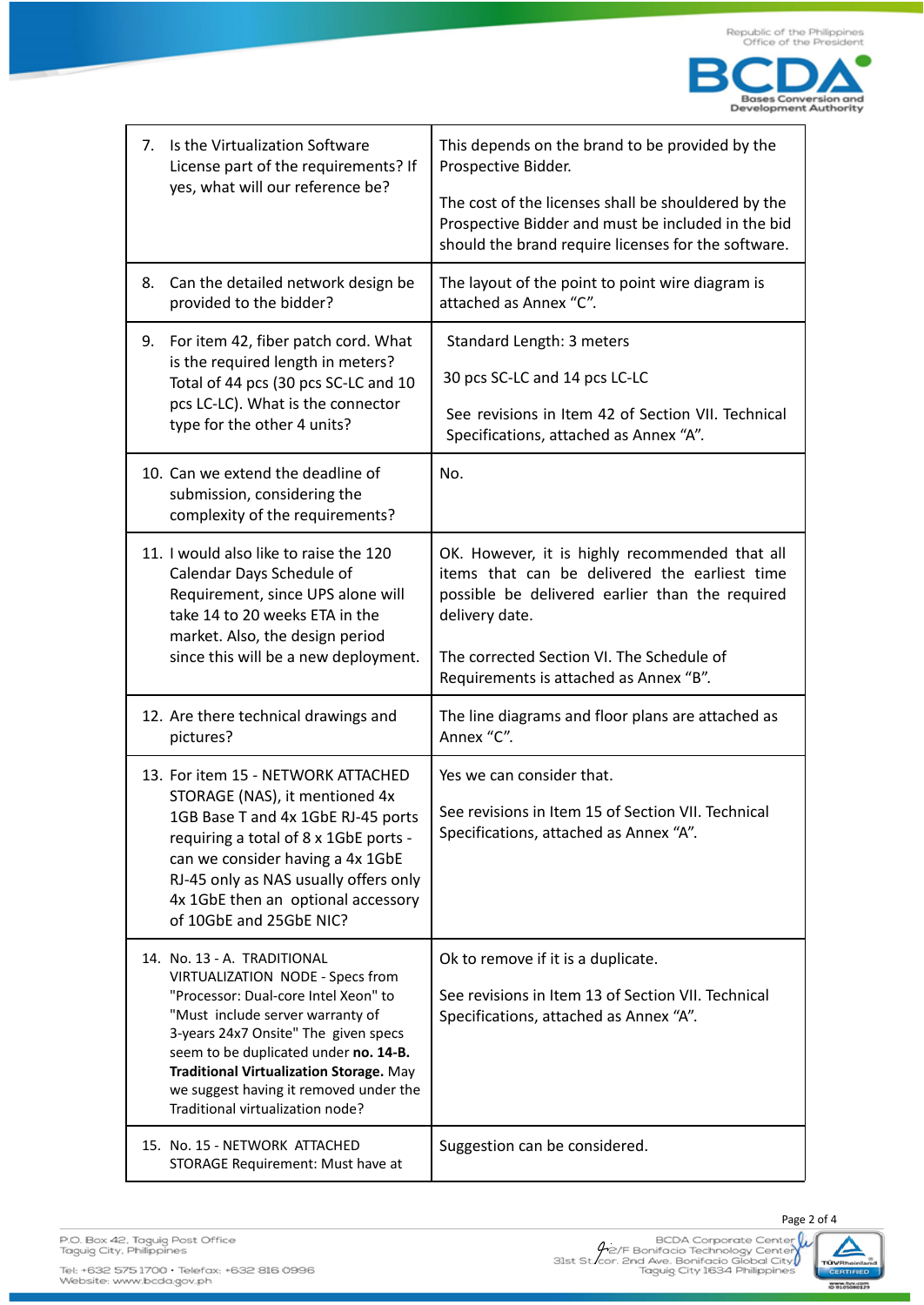| | |
|---|---|
| 7. Is the Virtualization Software License part of the requirements? If yes, what will our reference be? | This depends on the brand to be provided by the Prospective Bidder.<br><br>The cost of the licenses shall be shouldered by the Prospective Bidder and must be included in the bid should the brand require licenses for the software. |
| 8. Can the detailed network design be provided to the bidder? | The layout of the point to point wire diagram is attached as Annex "C". |
| 9. For item 42, fiber patch cord. What is the required length in meters? Total of 44 pcs (30 pcs SC-LC and 10 pcs LC-LC). What is the connector type for the other 4 units? | Standard Length: 3 meters<br><br>30 pcs SC-LC and 14 pcs LC-LC<br><br>See revisions in Item 42 of Section VII. Technical Specifications, attached as Annex "A". |
| 10. Can we extend the deadline of submission, considering the complexity of the requirements? | No. |
| 11. I would also like to raise the 120 Calendar Days Schedule of Requirement, since UPS alone will take 14 to 20 weeks ETA in the market. Also, the design period since this will be a new deployment. | OK. However, it is highly recommended that all items that can be delivered the earliest time possible be delivered earlier than the required delivery date.<br><br>The corrected Section VI. The Schedule of Requirements is attached as Annex "B". |
| 12. Are there technical drawings and pictures? | The line diagrams and floor plans are attached as Annex "C". |
| 13. For item 15 - NETWORK ATTACHED STORAGE (NAS), it mentioned 4x 1GB Base T and 4x 1GbE RJ-45 ports requiring a total of 8 x 1GbE ports - can we consider having a 4x 1GbE RJ-45 only as NAS usually offers only 4x 1GbE then an optional accessory of 10GbE and 25GbE NIC? | Yes we can consider that.<br><br>See revisions in Item 15 of Section VII. Technical Specifications, attached as Annex "A". |
| 14. No. 13 - A. TRADITIONAL VIRTUALIZATION NODE - Specs from "Processor: Dual-core Intel Xeon" to "Must include server warranty of 3-years 24x7 Onsite" The given specs seem to be duplicated under **no. 14-B. Traditional Virtualization Storage.** May we suggest having it removed under the Traditional virtualization node? | Ok to remove if it is a duplicate.<br><br>See revisions in Item 13 of Section VII. Technical Specifications, attached as Annex "A". |
| 15. No. 15 - NETWORK ATTACHED STORAGE Requirement: Must have at | Suggestion can be considered. |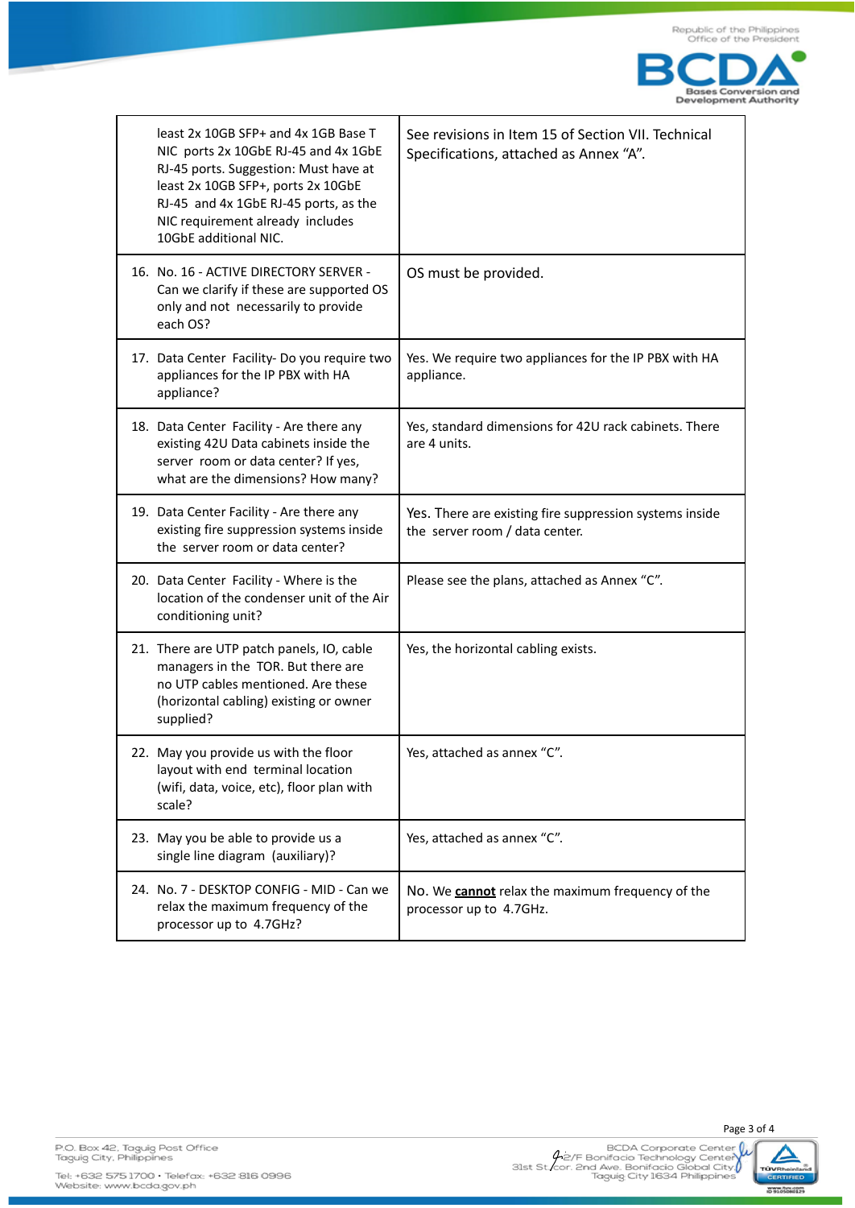| | |
|---|---|
| least 2x 10GB SFP+ and 4x 1GB Base T NIC ports 2x 10GbE RJ-45 and 4x 1GbE RJ-45 ports. Suggestion: Must have at least 2x 10GB SFP+, ports 2x 10GbE RJ-45 and 4x 1GbE RJ-45 ports, as the NIC requirement already includes 10GbE additional NIC. | See revisions in Item 15 of Section VII. Technical Specifications, attached as Annex "A". |
| 16. No. 16 - ACTIVE DIRECTORY SERVER - Can we clarify if these are supported OS only and not necessarily to provide each OS? | OS must be provided. |
| 17. Data Center Facility- Do you require two appliances for the IP PBX with HA appliance? | Yes. We require two appliances for the IP PBX with HA appliance. |
| 18. Data Center Facility - Are there any existing 42U Data cabinets inside the server room or data center? If yes, what are the dimensions? How many? | Yes, standard dimensions for 42U rack cabinets. There are 4 units. |
| 19. Data Center Facility - Are there any existing fire suppression systems inside the server room or data center? | Yes. There are existing fire suppression systems inside the server room / data center. |
| 20. Data Center Facility - Where is the location of the condenser unit of the Air conditioning unit? | Please see the plans, attached as Annex "C". |
| 21. There are UTP patch panels, IO, cable managers in the TOR. But there are no UTP cables mentioned. Are these (horizontal cabling) existing or owner supplied? | Yes, the horizontal cabling exists. |
| 22. May you provide us with the floor layout with end terminal location (wifi, data, voice, etc), floor plan with scale? | Yes, attached as annex "C". |
| 23. May you be able to provide us a single line diagram (auxiliary)? | Yes, attached as annex "C". |
| 24. No. 7 - DESKTOP CONFIG - MID - Can we relax the maximum frequency of the processor up to 4.7GHz? | No. We **cannot** relax the maximum frequency of the processor up to 4.7GHz. |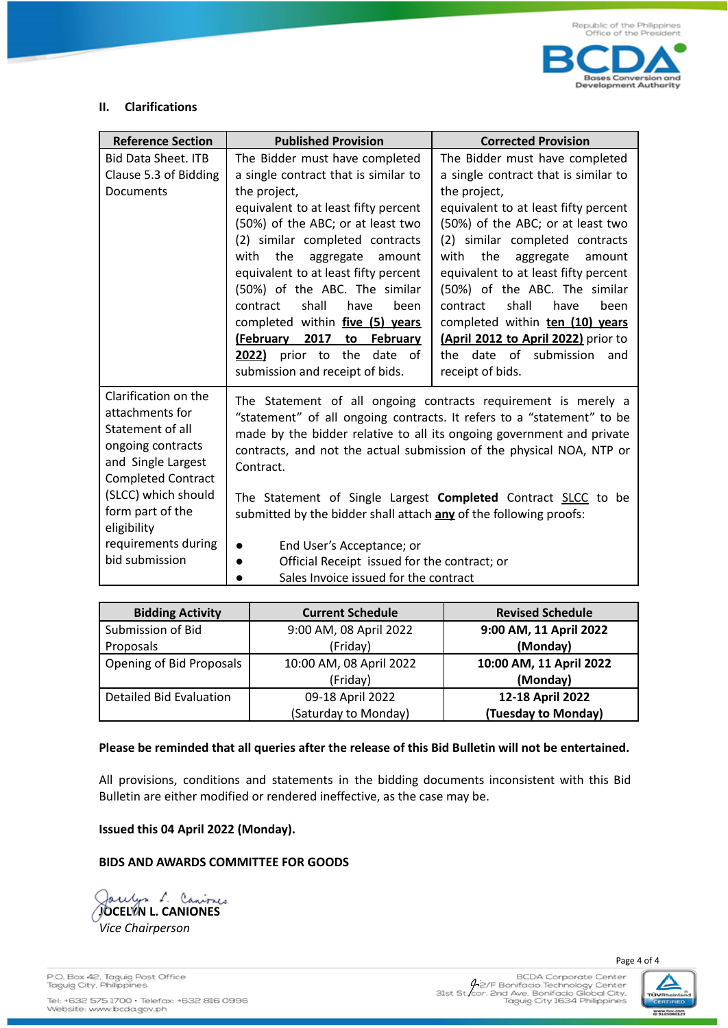## II. Clarifications

| Reference Section | Published Provision | Corrected Provision |
|---|---|---|
| Bid Data Sheet. ITB Clause 5.3 of Bidding Documents | The Bidder must have completed a single contract that is similar to the project, equivalent to at least fifty percent (50%) of the ABC; or at least two (2) similar completed contracts with the aggregate amount equivalent to at least fifty percent (50%) of the ABC. The similar contract shall have been completed within **five (5) years (February 2017 to February 2022)** prior to the date of submission and receipt of bids. | The Bidder must have completed a single contract that is similar to the project, equivalent to at least fifty percent (50%) of the ABC; or at least two (2) similar completed contracts with the aggregate amount equivalent to at least fifty percent (50%) of the ABC. The similar contract shall have been completed within **ten (10) years (April 2012 to April 2022)** prior to the date of submission and receipt of bids. |
| Clarification on the attachments for Statement of all ongoing contracts and Single Largest Completed Contract (SLCC) which should form part of the eligibility requirements during bid submission | The Statement of all ongoing contracts requirement is merely a "statement" of all ongoing contracts. It refers to a "statement" to be made by the bidder relative to all its ongoing government and private contracts, and not the actual submission of the physical NOA, NTP or Contract.<br><br>The Statement of Single Largest **Completed** Contract SLCC to be submitted by the bidder shall attach **any** of the following proofs:<br><br>• End User's Acceptance; or<br>• Official Receipt issued for the contract; or<br>• Sales Invoice issued for the contract | |

| Bidding Activity | Current Schedule | Revised Schedule |
|---|---|---|
| Submission of Bid Proposals | 9:00 AM, 08 April 2022 (Friday) | **9:00 AM, 11 April 2022 (Monday)** |
| Opening of Bid Proposals | 10:00 AM, 08 April 2022 (Friday) | **10:00 AM, 11 April 2022 (Monday)** |
| Detailed Bid Evaluation | 09-18 April 2022 (Saturday to Monday) | **12-18 April 2022 (Tuesday to Monday)** |

**Please be reminded that all queries after the release of this Bid Bulletin will not be entertained.**

All provisions, conditions and statements in the bidding documents inconsistent with this Bid Bulletin are either modified or rendered ineffective, as the case may be.

**Issued this 04 April 2022 (Monday).**

**BIDS AND AWARDS COMMITTEE FOR GOODS**

**JOCELYN L. CANIONES**
*Vice Chairperson*